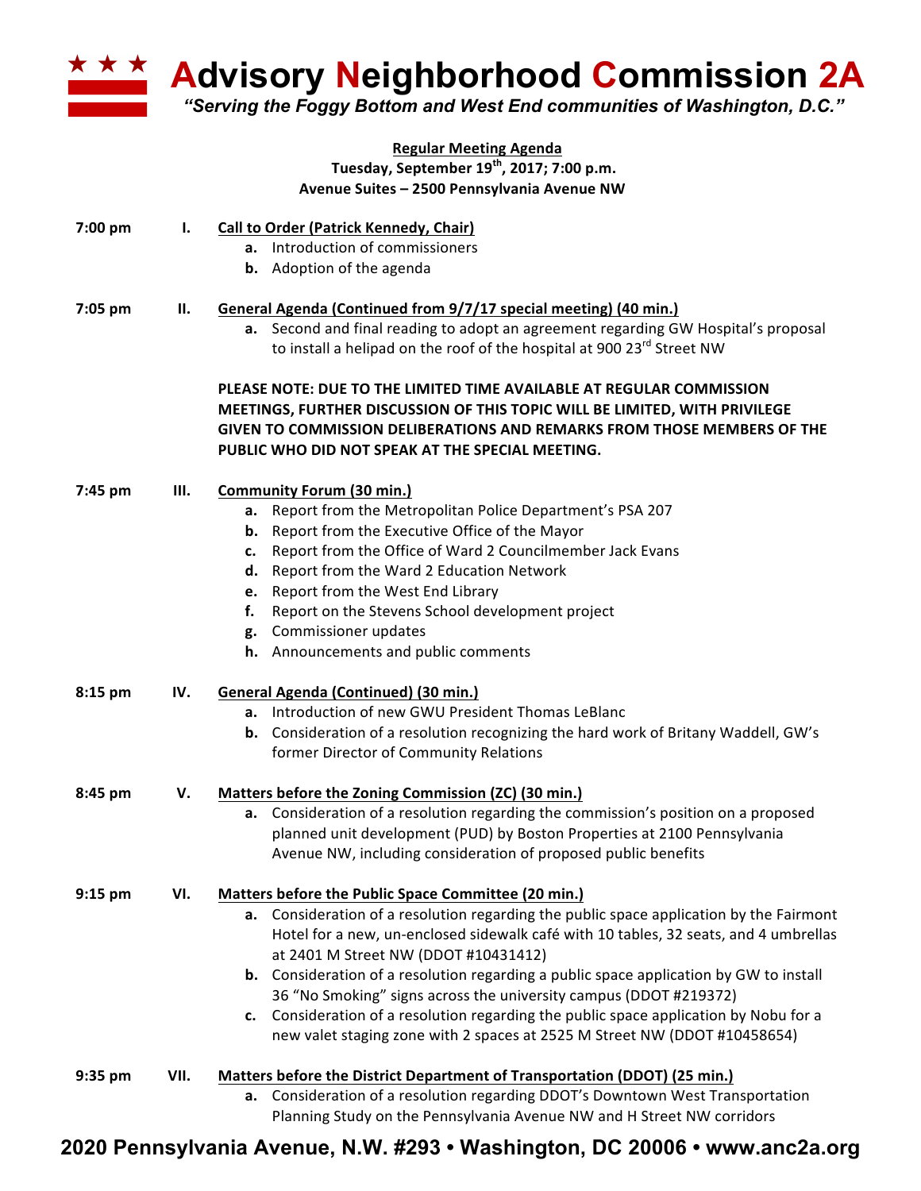# Advisory Neighborhood Commission 2A

*"Serving the Foggy Bottom and West End communities of Washington, D.C."*

**Regular Meeting Agenda**
**Tuesday, September 19th, 2017; 7:00 p.m.**
**Avenue Suites – 2500 Pennsylvania Avenue NW**

**7:00 pm** **I. Call to Order (Patrick Kennedy, Chair)**

- **a.** Introduction of commissioners
- **b.** Adoption of the agenda

**7:05 pm** **II. General Agenda (Continued from 9/7/17 special meeting) (40 min.)**

- **a.** Second and final reading to adopt an agreement regarding GW Hospital's proposal to install a helipad on the roof of the hospital at 900 23rd Street NW

**PLEASE NOTE: DUE TO THE LIMITED TIME AVAILABLE AT REGULAR COMMISSION MEETINGS, FURTHER DISCUSSION OF THIS TOPIC WILL BE LIMITED, WITH PRIVILEGE GIVEN TO COMMISSION DELIBERATIONS AND REMARKS FROM THOSE MEMBERS OF THE PUBLIC WHO DID NOT SPEAK AT THE SPECIAL MEETING.**

**7:45 pm** **III. Community Forum (30 min.)**

- **a.** Report from the Metropolitan Police Department's PSA 207
- **b.** Report from the Executive Office of the Mayor
- **c.** Report from the Office of Ward 2 Councilmember Jack Evans
- **d.** Report from the Ward 2 Education Network
- **e.** Report from the West End Library
- **f.** Report on the Stevens School development project
- **g.** Commissioner updates
- **h.** Announcements and public comments

**8:15 pm** **IV. General Agenda (Continued) (30 min.)**

- **a.** Introduction of new GWU President Thomas LeBlanc
- **b.** Consideration of a resolution recognizing the hard work of Britany Waddell, GW's former Director of Community Relations

**8:45 pm** **V. Matters before the Zoning Commission (ZC) (30 min.)**

- **a.** Consideration of a resolution regarding the commission's position on a proposed planned unit development (PUD) by Boston Properties at 2100 Pennsylvania Avenue NW, including consideration of proposed public benefits

**9:15 pm** **VI. Matters before the Public Space Committee (20 min.)**

- **a.** Consideration of a resolution regarding the public space application by the Fairmont Hotel for a new, un-enclosed sidewalk café with 10 tables, 32 seats, and 4 umbrellas at 2401 M Street NW (DDOT #10431412)
- **b.** Consideration of a resolution regarding a public space application by GW to install 36 "No Smoking" signs across the university campus (DDOT #219372)
- **c.** Consideration of a resolution regarding the public space application by Nobu for a new valet staging zone with 2 spaces at 2525 M Street NW (DDOT #10458654)

**9:35 pm** **VII. Matters before the District Department of Transportation (DDOT) (25 min.)**

- **a.** Consideration of a resolution regarding DDOT's Downtown West Transportation Planning Study on the Pennsylvania Avenue NW and H Street NW corridors

**2020 Pennsylvania Avenue, N.W. #293 • Washington, DC 20006 • www.anc2a.org**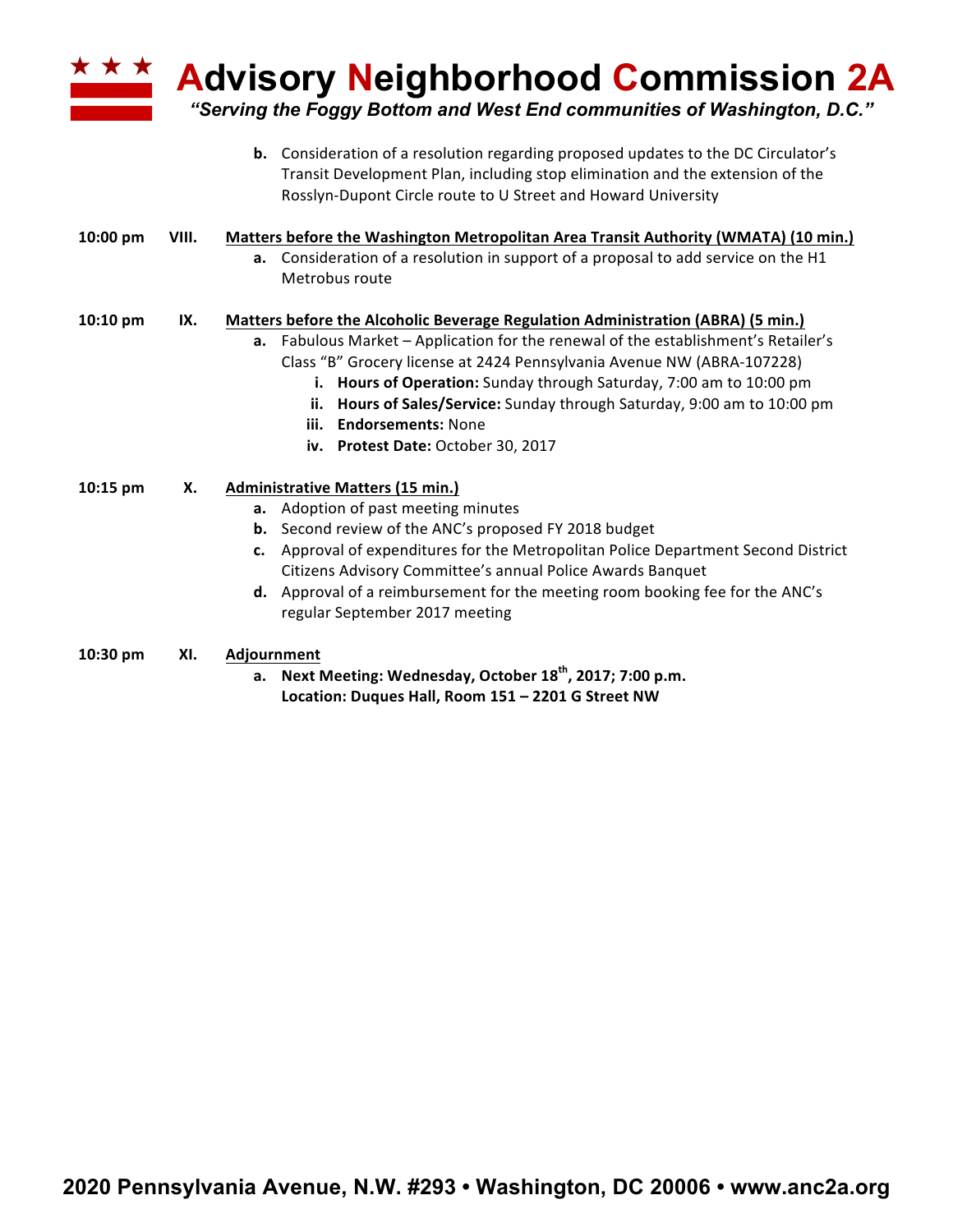**b.** Consideration of a resolution regarding proposed updates to the DC Circulator's Transit Development Plan, including stop elimination and the extension of the Rosslyn-Dupont Circle route to U Street and Howard University

**10:00 pm VIII. Matters before the Washington Metropolitan Area Transit Authority (WMATA) (10 min.)**

**a.** Consideration of a resolution in support of a proposal to add service on the H1 Metrobus route

**10:10 pm IX. Matters before the Alcoholic Beverage Regulation Administration (ABRA) (5 min.)**

**a.** Fabulous Market – Application for the renewal of the establishment's Retailer's Class "B" Grocery license at 2424 Pennsylvania Avenue NW (ABRA-107228)

- **i. Hours of Operation:** Sunday through Saturday, 7:00 am to 10:00 pm
- **ii. Hours of Sales/Service:** Sunday through Saturday, 9:00 am to 10:00 pm
- **iii. Endorsements:** None
- **iv. Protest Date:** October 30, 2017

**10:15 pm X. Administrative Matters (15 min.)**

**a.** Adoption of past meeting minutes

**b.** Second review of the ANC's proposed FY 2018 budget

**c.** Approval of expenditures for the Metropolitan Police Department Second District Citizens Advisory Committee's annual Police Awards Banquet

**d.** Approval of a reimbursement for the meeting room booking fee for the ANC's regular September 2017 meeting

**10:30 pm XI. Adjournment**

**a. Next Meeting: Wednesday, October 18th, 2017; 7:00 p.m.**
**Location: Duques Hall, Room 151 – 2201 G Street NW**